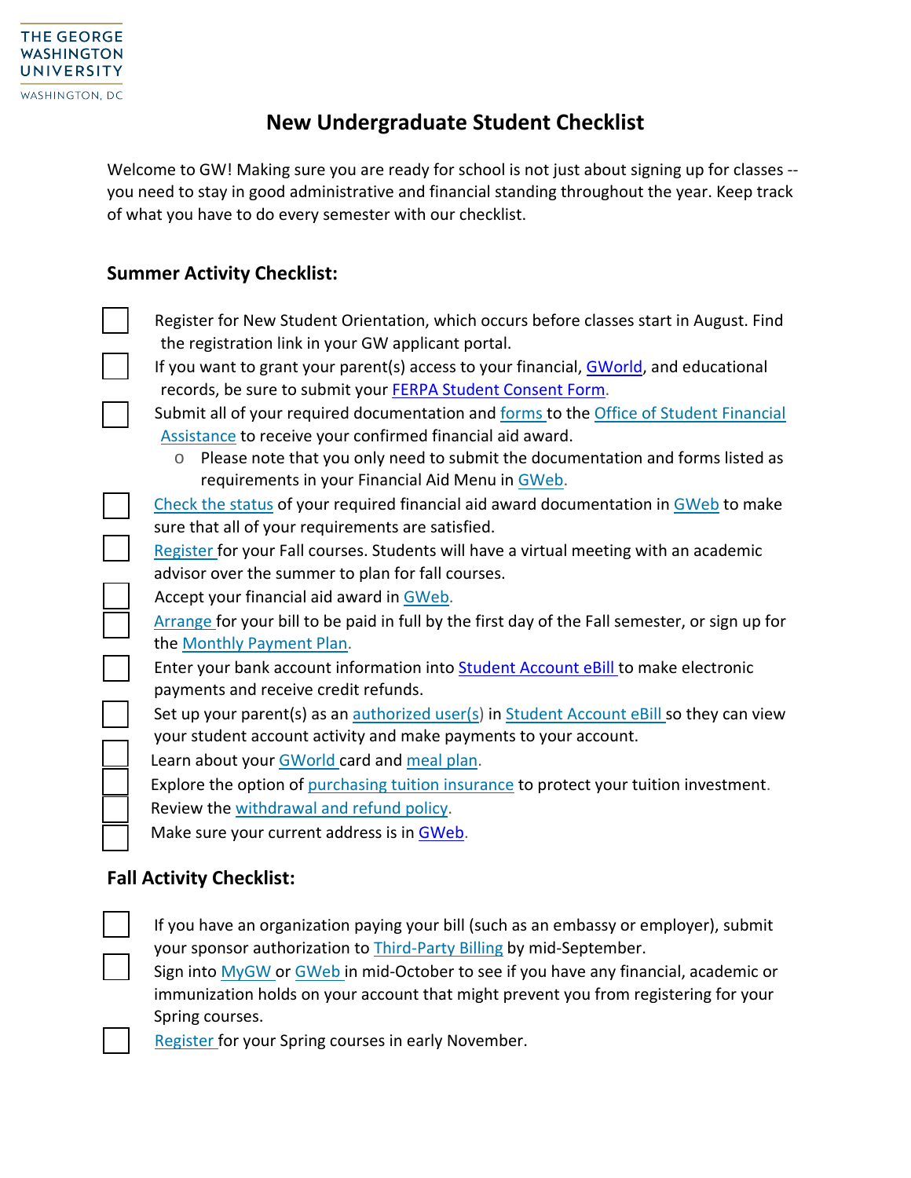THE GEORGE WASHINGTON UNIVERSITY

WASHINGTON, DC

# New Undergraduate Student Checklist

Welcome to GW! Making sure you are ready for school is not just about signing up for classes -- you need to stay in good administrative and financial standing throughout the year. Keep track of what you have to do every semester with our checklist.

## Summer Activity Checklist:

- [ ] Register for New Student Orientation, which occurs before classes start in August. Find the registration link in your GW applicant portal.
- [ ] If you want to grant your parent(s) access to your financial, GWorld, and educational records, be sure to submit your FERPA Student Consent Form.
- [ ] Submit all of your required documentation and forms to the Office of Student Financial Assistance to receive your confirmed financial aid award.
    - Please note that you only need to submit the documentation and forms listed as requirements in your Financial Aid Menu in GWeb.
- [ ] Check the status of your required financial aid award documentation in GWeb to make sure that all of your requirements are satisfied.
- [ ] Register for your Fall courses. Students will have a virtual meeting with an academic advisor over the summer to plan for fall courses.
- [ ] Accept your financial aid award in GWeb.
- [ ] Arrange for your bill to be paid in full by the first day of the Fall semester, or sign up for the Monthly Payment Plan.
- [ ] Enter your bank account information into Student Account eBill to make electronic payments and receive credit refunds.
- [ ] Set up your parent(s) as an authorized user(s) in Student Account eBill so they can view your student account activity and make payments to your account.
- [ ] Learn about your GWorld card and meal plan.
- [ ] Explore the option of purchasing tuition insurance to protect your tuition investment.
- [ ] Review the withdrawal and refund policy.
- [ ] Make sure your current address is in GWeb.

## Fall Activity Checklist:

- [ ] If you have an organization paying your bill (such as an embassy or employer), submit your sponsor authorization to Third-Party Billing by mid-September.
- [ ] Sign into MyGW or GWeb in mid-October to see if you have any financial, academic or immunization holds on your account that might prevent you from registering for your Spring courses.
- [ ] Register for your Spring courses in early November.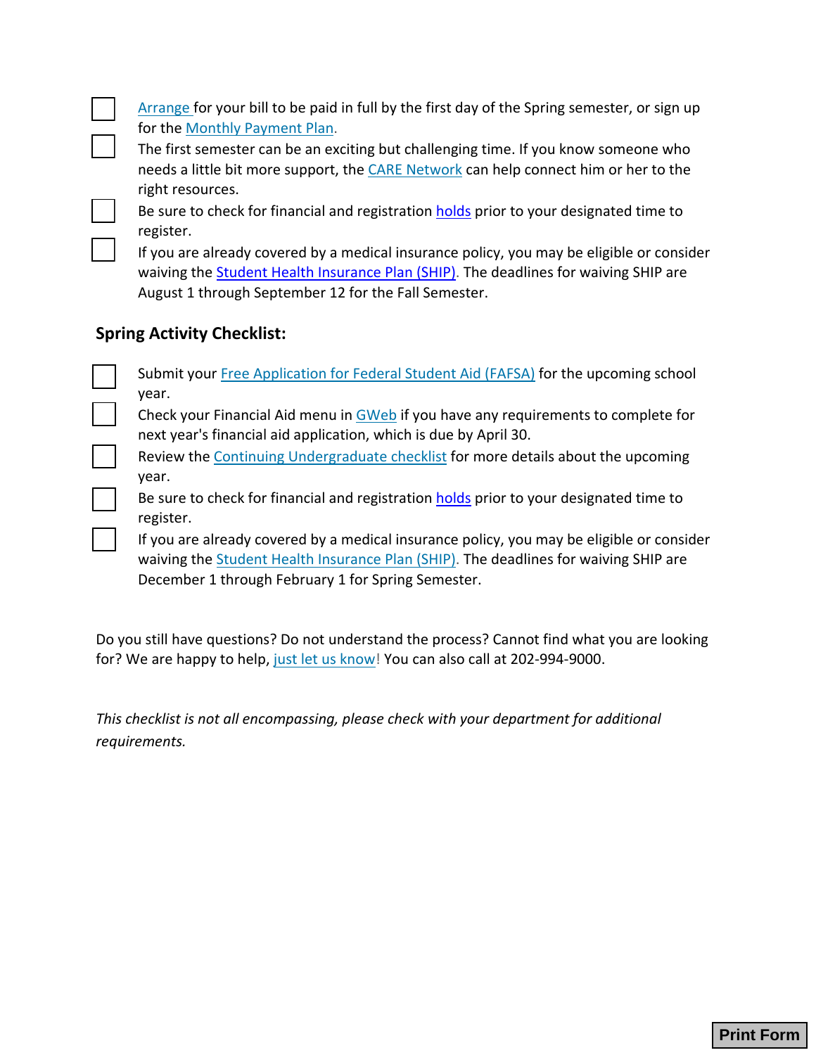- [ ] Arrange for your bill to be paid in full by the first day of the Spring semester, or sign up for the Monthly Payment Plan.
- [ ] The first semester can be an exciting but challenging time. If you know someone who needs a little bit more support, the CARE Network can help connect him or her to the right resources.
- [ ] Be sure to check for financial and registration holds prior to your designated time to register.
- [ ] If you are already covered by a medical insurance policy, you may be eligible or consider waiving the Student Health Insurance Plan (SHIP). The deadlines for waiving SHIP are August 1 through September 12 for the Fall Semester.

**Spring Activity Checklist:**

- [ ] Submit your Free Application for Federal Student Aid (FAFSA) for the upcoming school year.
- [ ] Check your Financial Aid menu in GWeb if you have any requirements to complete for next year's financial aid application, which is due by April 30.
- [ ] Review the Continuing Undergraduate checklist for more details about the upcoming year.
- [ ] Be sure to check for financial and registration holds prior to your designated time to register.
- [ ] If you are already covered by a medical insurance policy, you may be eligible or consider waiving the Student Health Insurance Plan (SHIP). The deadlines for waiving SHIP are December 1 through February 1 for Spring Semester.

Do you still have questions? Do not understand the process? Cannot find what you are looking for? We are happy to help, just let us know! You can also call at 202-994-9000.

*This checklist is not all encompassing, please check with your department for additional requirements.*

Print Form